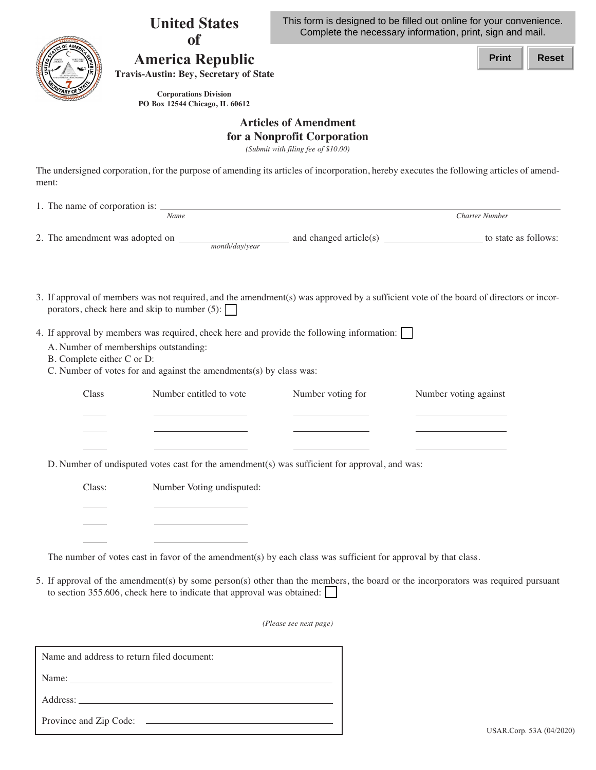# United States of America Republic

**Travis-Austin: Bey, Secretary of State**

This form is designed to be filled out online for your convenience. Complete the necessary information, print, sign and mail.

Print | Reset

**Corporations Division**
**PO Box 12544 Chicago, IL 60612**

## Articles of Amendment for a Nonprofit Corporation

*(Submit with filing fee of $10.00)*

The undersigned corporation, for the purpose of amending its articles of incorporation, hereby executes the following articles of amendment:

1. The name of corporation is: ______________________________________________
   *Name* *Charter Number*

2. The amendment was adopted on ____________ and changed article(s) ____________ to state as follows:
   *month/day/year*

3. If approval of members was not required, and the amendment(s) was approved by a sufficient vote of the board of directors or incorporators, check here and skip to number (5): ☐

4. If approval by members was required, check here and provide the following information: ☐
   A. Number of memberships outstanding:
   B. Complete either C or D:
   C. Number of votes for and against the amendments(s) by class was:

| Class | Number entitled to vote | Number voting for | Number voting against |
|---|---|---|---|
| | | | |
| | | | |
| | | | |

   D. Number of undisputed votes cast for the amendment(s) was sufficient for approval, and was:

| Class: | Number Voting undisputed: |
|---|---|
| | |
| | |
| | |

   The number of votes cast in favor of the amendment(s) by each class was sufficient for approval by that class.

5. If approval of the amendment(s) by some person(s) other than the members, the board or the incorporators was required pursuant to section 355.606, check here to indicate that approval was obtained: ☐

*(Please see next page)*

Name and address to return filed document:

Name: ______________________________

Address: ______________________________

Province and Zip Code: ______________________________

USAR.Corp. 53A (04/2020)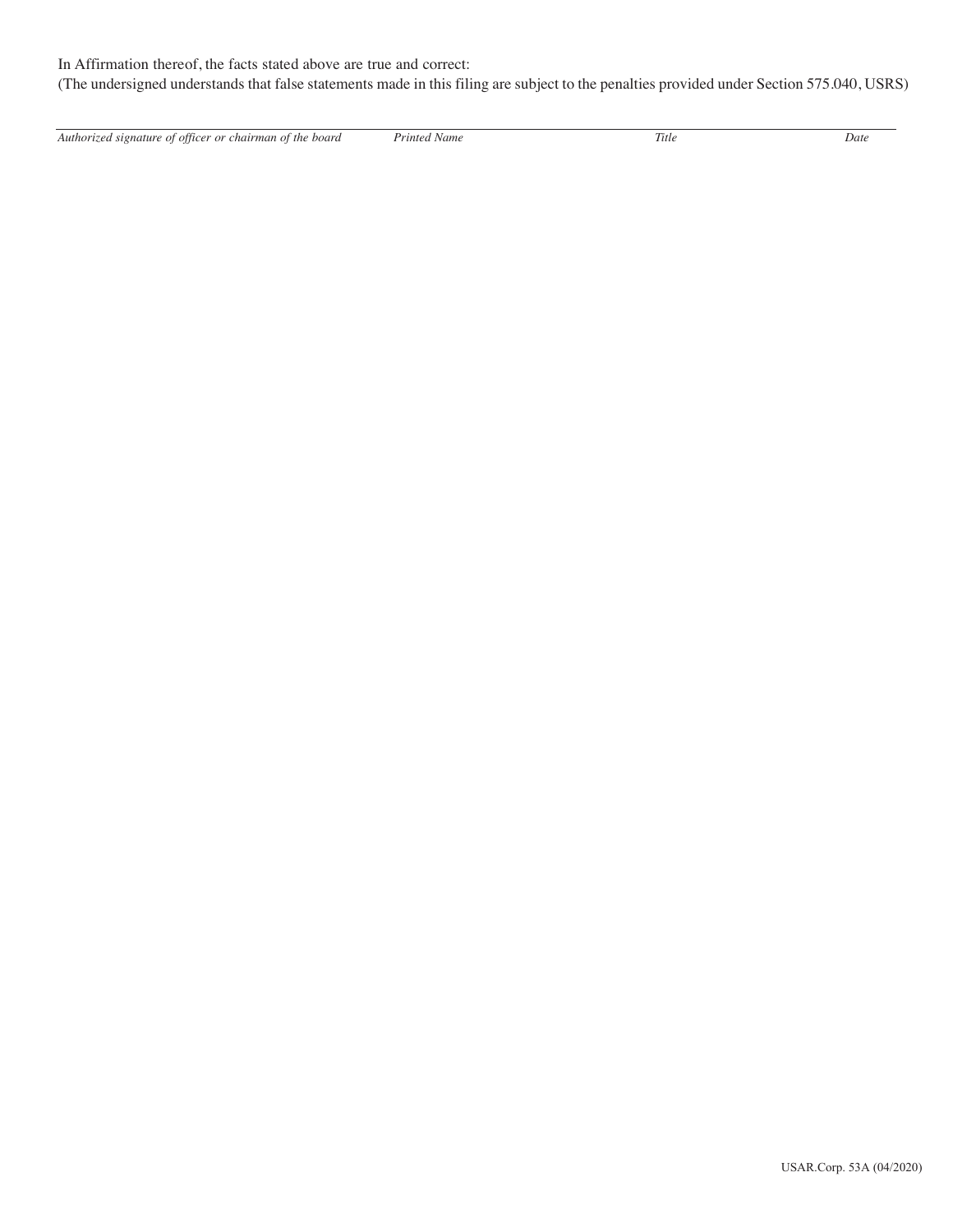In Affirmation thereof, the facts stated above are true and correct:
(The undersigned understands that false statements made in this filing are subject to the penalties provided under Section 575.040, USRS)

| | | | |
|---|---|---|---|
| *Authorized signature of officer or chairman of the board* | *Printed Name* | *Title* | *Date* |

USAR.Corp. 53A (04/2020)